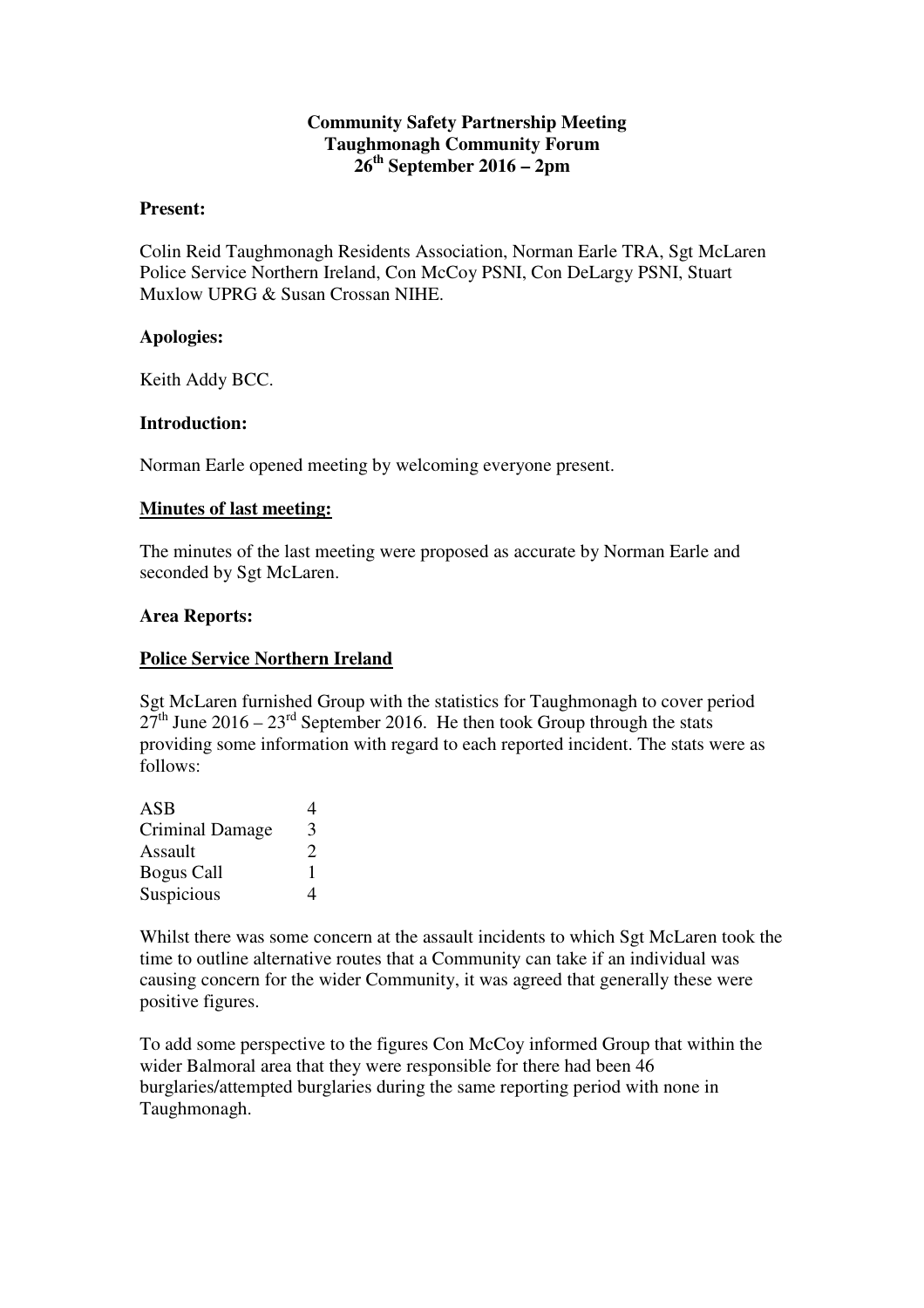**Community Safety Partnership Meeting**
**Taughmonagh Community Forum**
**26th September 2016 – 2pm**

**Present:**

Colin Reid Taughmonagh Residents Association, Norman Earle TRA, Sgt McLaren Police Service Northern Ireland, Con McCoy PSNI, Con DeLargy PSNI, Stuart Muxlow UPRG & Susan Crossan NIHE.

**Apologies:**

Keith Addy BCC.

**Introduction:**

Norman Earle opened meeting by welcoming everyone present.

**Minutes of last meeting:**

The minutes of the last meeting were proposed as accurate by Norman Earle and seconded by Sgt McLaren.

**Area Reports:**

**Police Service Northern Ireland**

Sgt McLaren furnished Group with the statistics for Taughmonagh to cover period 27th June 2016 – 23rd September 2016. He then took Group through the stats providing some information with regard to each reported incident. The stats were as follows:

| | |
|---|---|
| ASB | 4 |
| Criminal Damage | 3 |
| Assault | 2 |
| Bogus Call | 1 |
| Suspicious | 4 |

Whilst there was some concern at the assault incidents to which Sgt McLaren took the time to outline alternative routes that a Community can take if an individual was causing concern for the wider Community, it was agreed that generally these were positive figures.

To add some perspective to the figures Con McCoy informed Group that within the wider Balmoral area that they were responsible for there had been 46 burglaries/attempted burglaries during the same reporting period with none in Taughmonagh.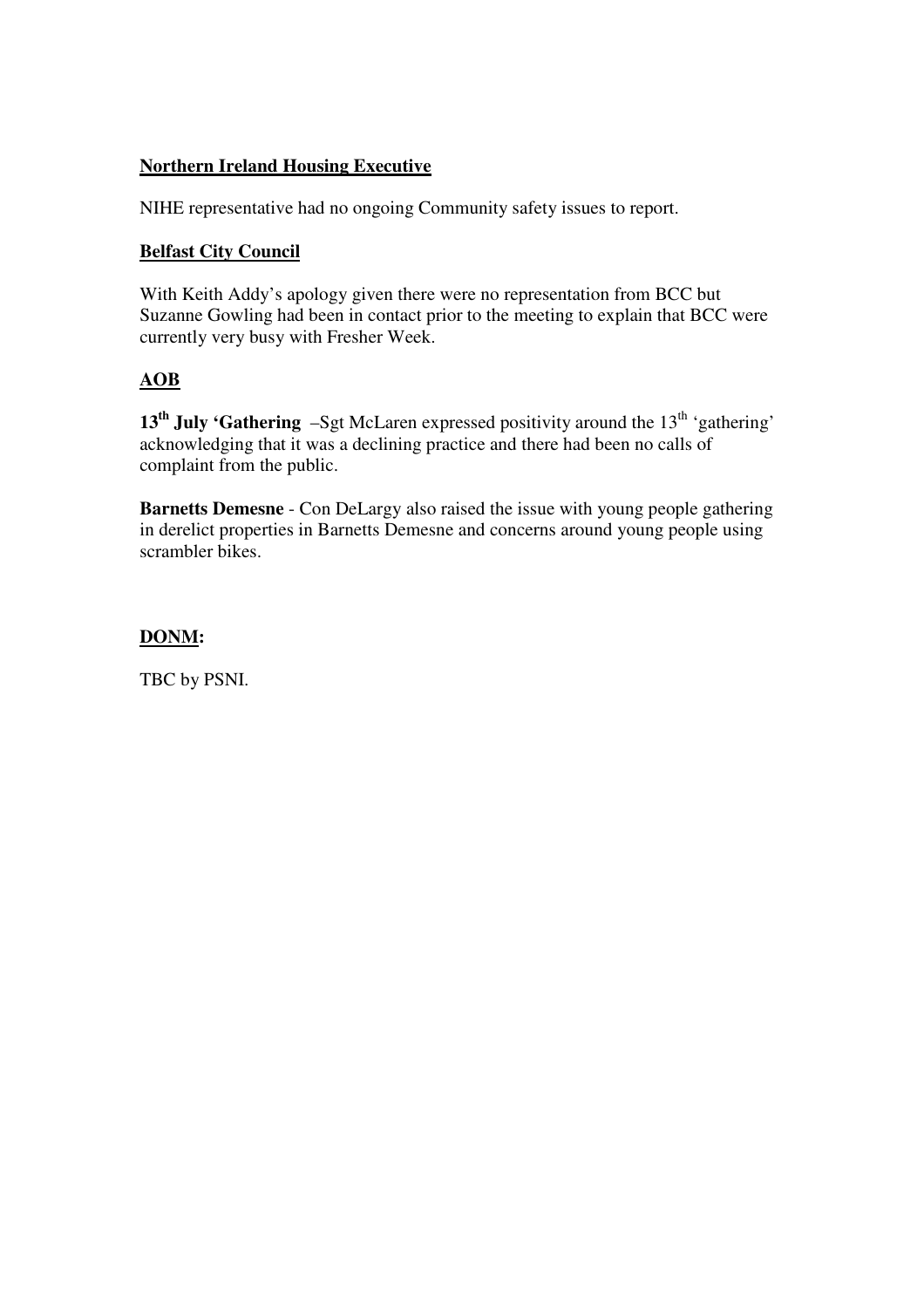**Northern Ireland Housing Executive**

NIHE representative had no ongoing Community safety issues to report.

**Belfast City Council**

With Keith Addy's apology given there were no representation from BCC but Suzanne Gowling had been in contact prior to the meeting to explain that BCC were currently very busy with Fresher Week.

**AOB**

**13th July 'Gathering** –Sgt McLaren expressed positivity around the 13th 'gathering' acknowledging that it was a declining practice and there had been no calls of complaint from the public.

**Barnetts Demesne** - Con DeLargy also raised the issue with young people gathering in derelict properties in Barnetts Demesne and concerns around young people using scrambler bikes.

**DONM:**

TBC by PSNI.